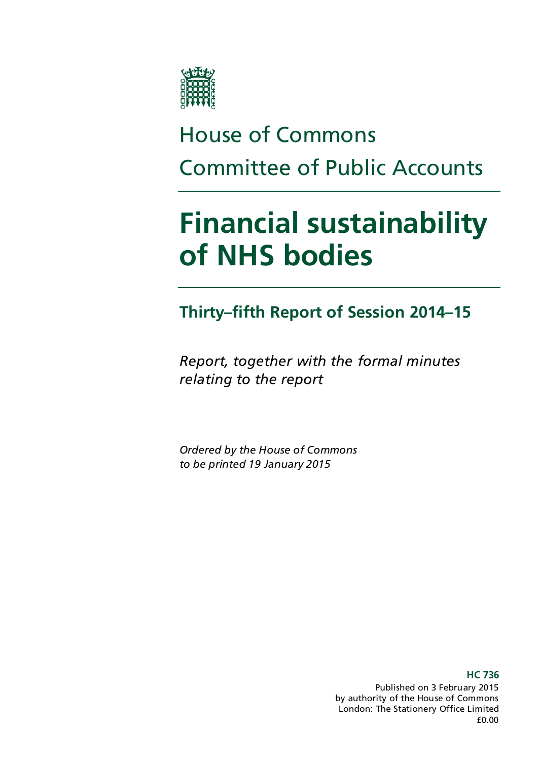House of Commons

Committee of Public Accounts

# Financial sustainability of NHS bodies

## Thirty–fifth Report of Session 2014–15

*Report, together with the formal minutes relating to the report*

*Ordered by the House of Commons to be printed 19 January 2015*

**HC 736**

Published on 3 February 2015
by authority of the House of Commons
London: The Stationery Office Limited
£0.00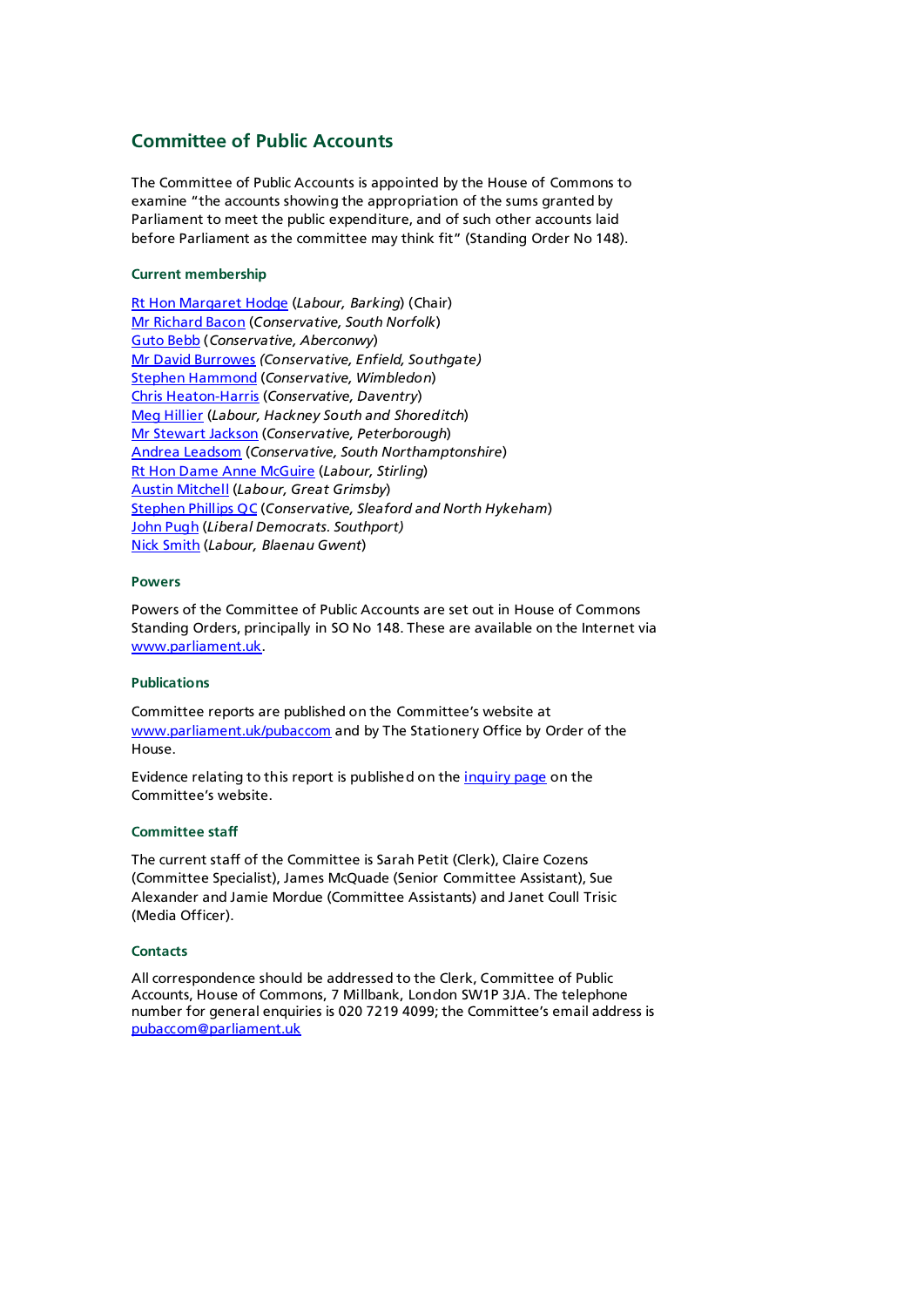## Committee of Public Accounts

The Committee of Public Accounts is appointed by the House of Commons to examine "the accounts showing the appropriation of the sums granted by Parliament to meet the public expenditure, and of such other accounts laid before Parliament as the committee may think fit" (Standing Order No 148).

### Current membership

[Rt Hon Margaret Hodge](#) (*Labour, Barking*) (Chair)
[Mr Richard Bacon](#) (*Conservative, South Norfolk*)
[Guto Bebb](#) (*Conservative, Aberconwy*)
[Mr David Burrowes](#) *(Conservative, Enfield, Southgate)*
[Stephen Hammond](#) (*Conservative, Wimbledon*)
[Chris Heaton-Harris](#) (*Conservative, Daventry*)
[Meg Hillier](#) (*Labour, Hackney South and Shoreditch*)
[Mr Stewart Jackson](#) (*Conservative, Peterborough*)
[Andrea Leadsom](#) (*Conservative, South Northamptonshire*)
[Rt Hon Dame Anne McGuire](#) (*Labour, Stirling*)
[Austin Mitchell](#) (*Labour, Great Grimsby*)
[Stephen Phillips QC](#) (*Conservative, Sleaford and North Hykeham*)
[John Pugh](#) (*Liberal Democrats. Southport)*
[Nick Smith](#) (*Labour, Blaenau Gwent*)

### Powers

Powers of the Committee of Public Accounts are set out in House of Commons Standing Orders, principally in SO No 148. These are available on the Internet via www.parliament.uk.

### Publications

Committee reports are published on the Committee's website at www.parliament.uk/pubaccom and by The Stationery Office by Order of the House.

Evidence relating to this report is published on the [inquiry page](#) on the Committee's website.

### Committee staff

The current staff of the Committee is Sarah Petit (Clerk), Claire Cozens (Committee Specialist), James McQuade (Senior Committee Assistant), Sue Alexander and Jamie Mordue (Committee Assistants) and Janet Coull Trisic (Media Officer).

### Contacts

All correspondence should be addressed to the Clerk, Committee of Public Accounts, House of Commons, 7 Millbank, London SW1P 3JA. The telephone number for general enquiries is 020 7219 4099; the Committee's email address is pubaccom@parliament.uk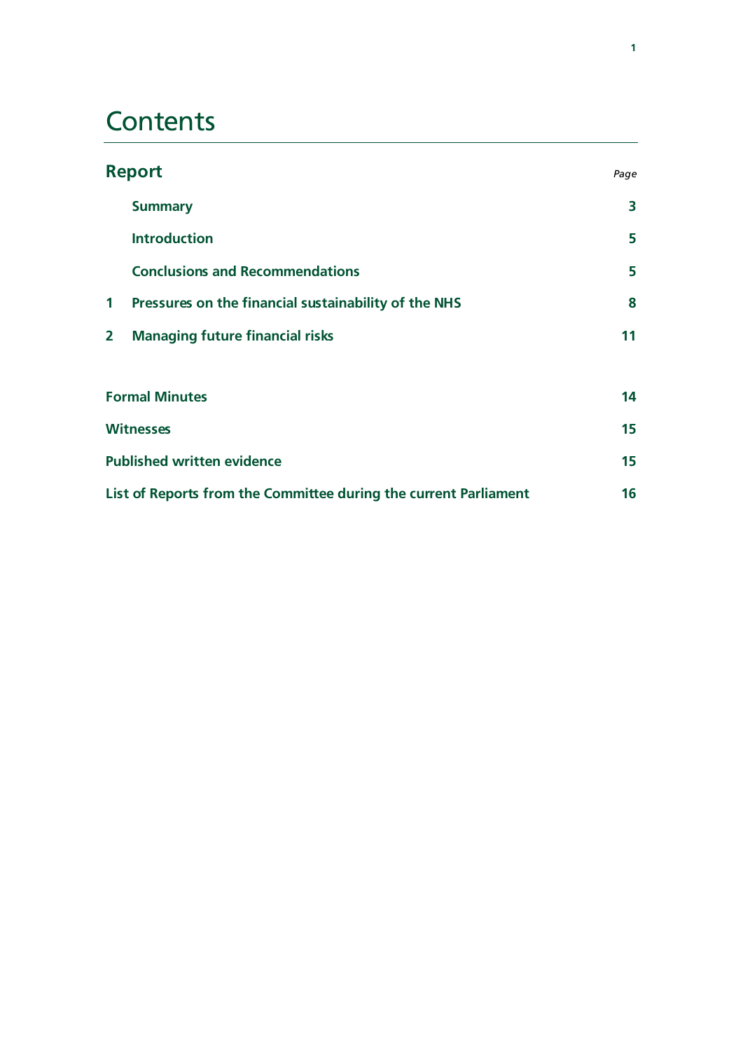# Contents

| **Report** | *Page* |
|---|---|
| **Summary** | **3** |
| **Introduction** | **5** |
| **Conclusions and Recommendations** | **5** |
| **1 Pressures on the financial sustainability of the NHS** | **8** |
| **2 Managing future financial risks** | **11** |
| **Formal Minutes** | **14** |
| **Witnesses** | **15** |
| **Published written evidence** | **15** |
| **List of Reports from the Committee during the current Parliament** | **16** |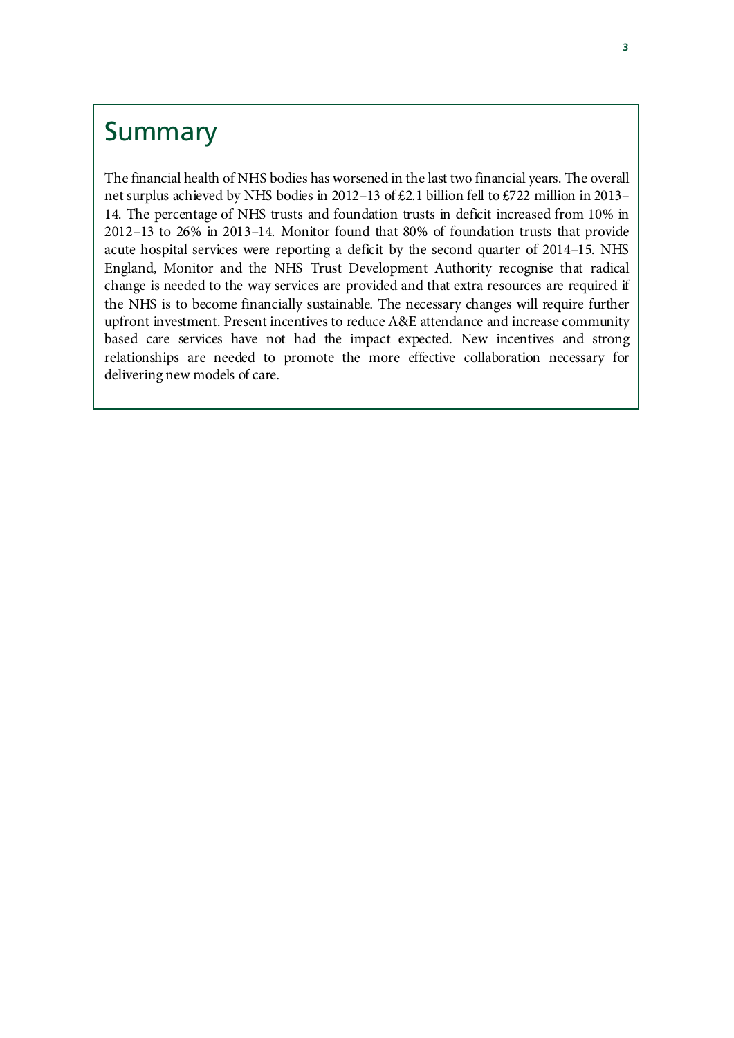# Summary

The financial health of NHS bodies has worsened in the last two financial years. The overall net surplus achieved by NHS bodies in 2012–13 of £2.1 billion fell to £722 million in 2013–14. The percentage of NHS trusts and foundation trusts in deficit increased from 10% in 2012–13 to 26% in 2013–14. Monitor found that 80% of foundation trusts that provide acute hospital services were reporting a deficit by the second quarter of 2014–15. NHS England, Monitor and the NHS Trust Development Authority recognise that radical change is needed to the way services are provided and that extra resources are required if the NHS is to become financially sustainable. The necessary changes will require further upfront investment. Present incentives to reduce A&E attendance and increase community based care services have not had the impact expected. New incentives and strong relationships are needed to promote the more effective collaboration necessary for delivering new models of care.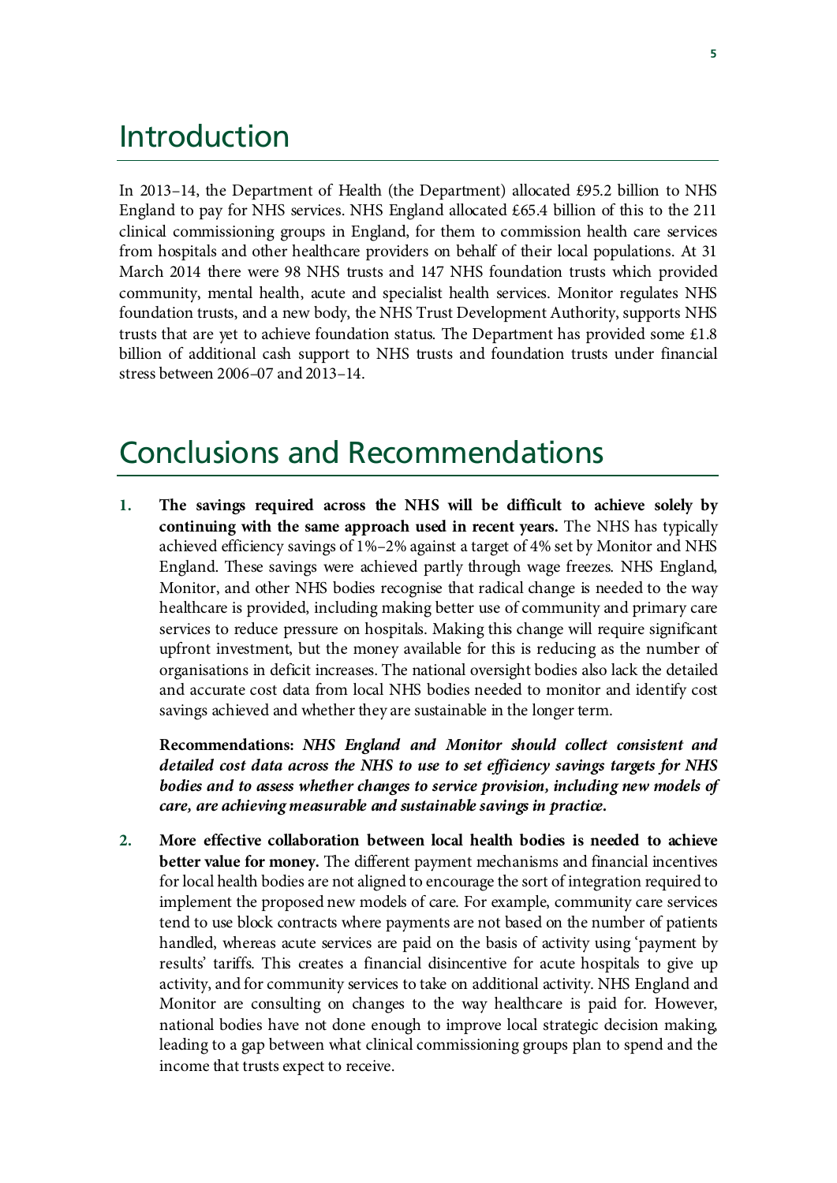# Introduction

In 2013–14, the Department of Health (the Department) allocated £95.2 billion to NHS England to pay for NHS services. NHS England allocated £65.4 billion of this to the 211 clinical commissioning groups in England, for them to commission health care services from hospitals and other healthcare providers on behalf of their local populations. At 31 March 2014 there were 98 NHS trusts and 147 NHS foundation trusts which provided community, mental health, acute and specialist health services. Monitor regulates NHS foundation trusts, and a new body, the NHS Trust Development Authority, supports NHS trusts that are yet to achieve foundation status. The Department has provided some £1.8 billion of additional cash support to NHS trusts and foundation trusts under financial stress between 2006–07 and 2013–14.

# Conclusions and Recommendations

1. **The savings required across the NHS will be difficult to achieve solely by continuing with the same approach used in recent years.** The NHS has typically achieved efficiency savings of 1%–2% against a target of 4% set by Monitor and NHS England. These savings were achieved partly through wage freezes. NHS England, Monitor, and other NHS bodies recognise that radical change is needed to the way healthcare is provided, including making better use of community and primary care services to reduce pressure on hospitals. Making this change will require significant upfront investment, but the money available for this is reducing as the number of organisations in deficit increases. The national oversight bodies also lack the detailed and accurate cost data from local NHS bodies needed to monitor and identify cost savings achieved and whether they are sustainable in the longer term.

   **Recommendations:** ***NHS England and Monitor should collect consistent and detailed cost data across the NHS to use to set efficiency savings targets for NHS bodies and to assess whether changes to service provision, including new models of care, are achieving measurable and sustainable savings in practice.***

2. **More effective collaboration between local health bodies is needed to achieve better value for money.** The different payment mechanisms and financial incentives for local health bodies are not aligned to encourage the sort of integration required to implement the proposed new models of care. For example, community care services tend to use block contracts where payments are not based on the number of patients handled, whereas acute services are paid on the basis of activity using 'payment by results' tariffs. This creates a financial disincentive for acute hospitals to give up activity, and for community services to take on additional activity. NHS England and Monitor are consulting on changes to the way healthcare is paid for. However, national bodies have not done enough to improve local strategic decision making, leading to a gap between what clinical commissioning groups plan to spend and the income that trusts expect to receive.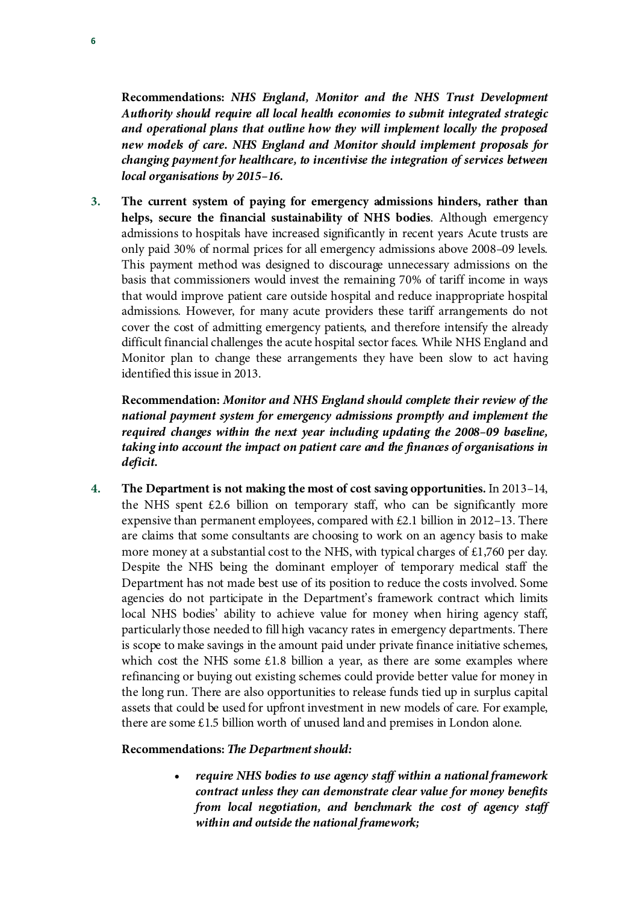**Recommendations:** ***NHS England, Monitor and the NHS Trust Development Authority should require all local health economies to submit integrated strategic and operational plans that outline how they will implement locally the proposed new models of care. NHS England and Monitor should implement proposals for changing payment for healthcare, to incentivise the integration of services between local organisations by 2015–16.***

3. **The current system of paying for emergency admissions hinders, rather than helps, secure the financial sustainability of NHS bodies**. Although emergency admissions to hospitals have increased significantly in recent years Acute trusts are only paid 30% of normal prices for all emergency admissions above 2008–09 levels. This payment method was designed to discourage unnecessary admissions on the basis that commissioners would invest the remaining 70% of tariff income in ways that would improve patient care outside hospital and reduce inappropriate hospital admissions. However, for many acute providers these tariff arrangements do not cover the cost of admitting emergency patients, and therefore intensify the already difficult financial challenges the acute hospital sector faces. While NHS England and Monitor plan to change these arrangements they have been slow to act having identified this issue in 2013.

   **Recommendation:** ***Monitor and NHS England should complete their review of the national payment system for emergency admissions promptly and implement the required changes within the next year including updating the 2008–09 baseline, taking into account the impact on patient care and the finances of organisations in deficit.***

4. **The Department is not making the most of cost saving opportunities.** In 2013–14, the NHS spent £2.6 billion on temporary staff, who can be significantly more expensive than permanent employees, compared with £2.1 billion in 2012–13. There are claims that some consultants are choosing to work on an agency basis to make more money at a substantial cost to the NHS, with typical charges of £1,760 per day. Despite the NHS being the dominant employer of temporary medical staff the Department has not made best use of its position to reduce the costs involved. Some agencies do not participate in the Department's framework contract which limits local NHS bodies' ability to achieve value for money when hiring agency staff, particularly those needed to fill high vacancy rates in emergency departments. There is scope to make savings in the amount paid under private finance initiative schemes, which cost the NHS some £1.8 billion a year, as there are some examples where refinancing or buying out existing schemes could provide better value for money in the long run. There are also opportunities to release funds tied up in surplus capital assets that could be used for upfront investment in new models of care. For example, there are some £1.5 billion worth of unused land and premises in London alone.

   **Recommendations:** ***The Department should:***

   - ***require NHS bodies to use agency staff within a national framework contract unless they can demonstrate clear value for money benefits from local negotiation, and benchmark the cost of agency staff within and outside the national framework;***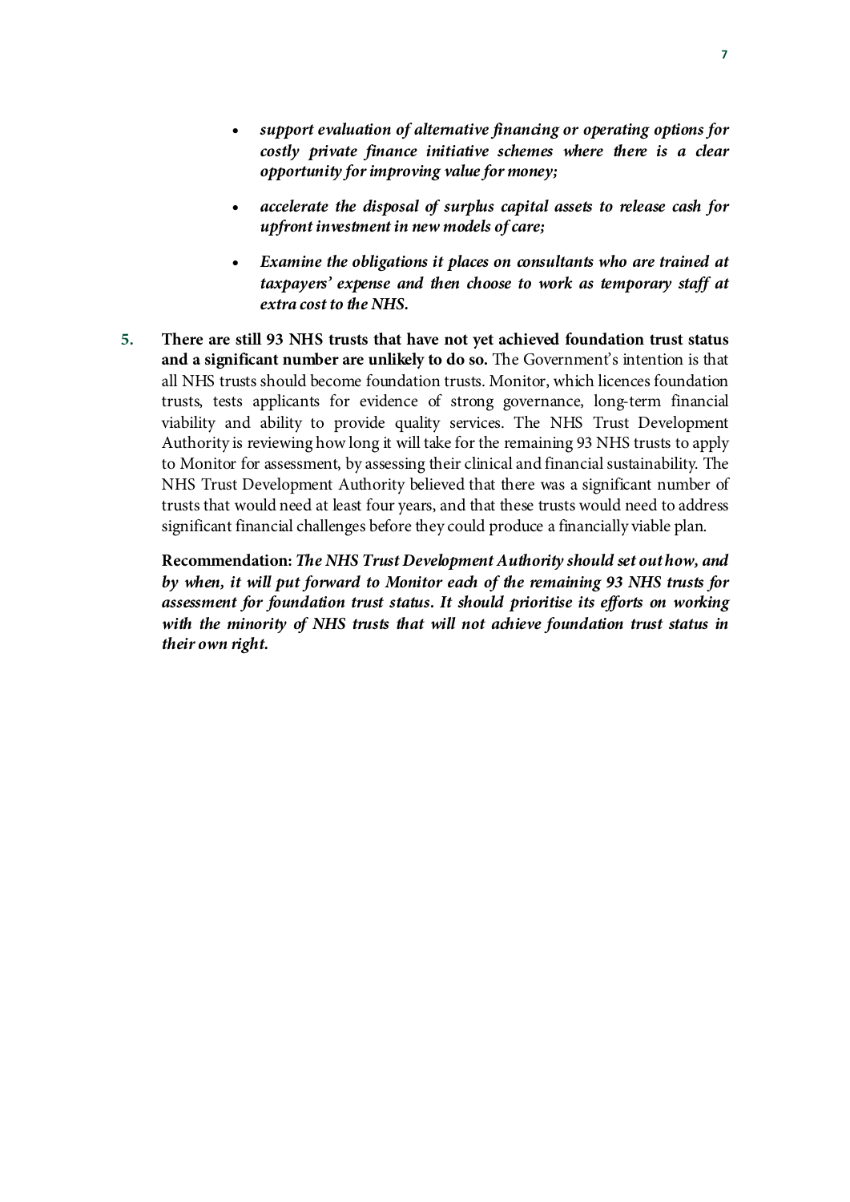- ***support evaluation of alternative financing or operating options for costly private finance initiative schemes where there is a clear opportunity for improving value for money;***

- ***accelerate the disposal of surplus capital assets to release cash for upfront investment in new models of care;***

- ***Examine the obligations it places on consultants who are trained at taxpayers' expense and then choose to work as temporary staff at extra cost to the NHS.***

5. **There are still 93 NHS trusts that have not yet achieved foundation trust status and a significant number are unlikely to do so.** The Government's intention is that all NHS trusts should become foundation trusts. Monitor, which licences foundation trusts, tests applicants for evidence of strong governance, long-term financial viability and ability to provide quality services. The NHS Trust Development Authority is reviewing how long it will take for the remaining 93 NHS trusts to apply to Monitor for assessment, by assessing their clinical and financial sustainability. The NHS Trust Development Authority believed that there was a significant number of trusts that would need at least four years, and that these trusts would need to address significant financial challenges before they could produce a financially viable plan.

   **Recommendation:** ***The NHS Trust Development Authority should set out how, and by when, it will put forward to Monitor each of the remaining 93 NHS trusts for assessment for foundation trust status. It should prioritise its efforts on working with the minority of NHS trusts that will not achieve foundation trust status in their own right.***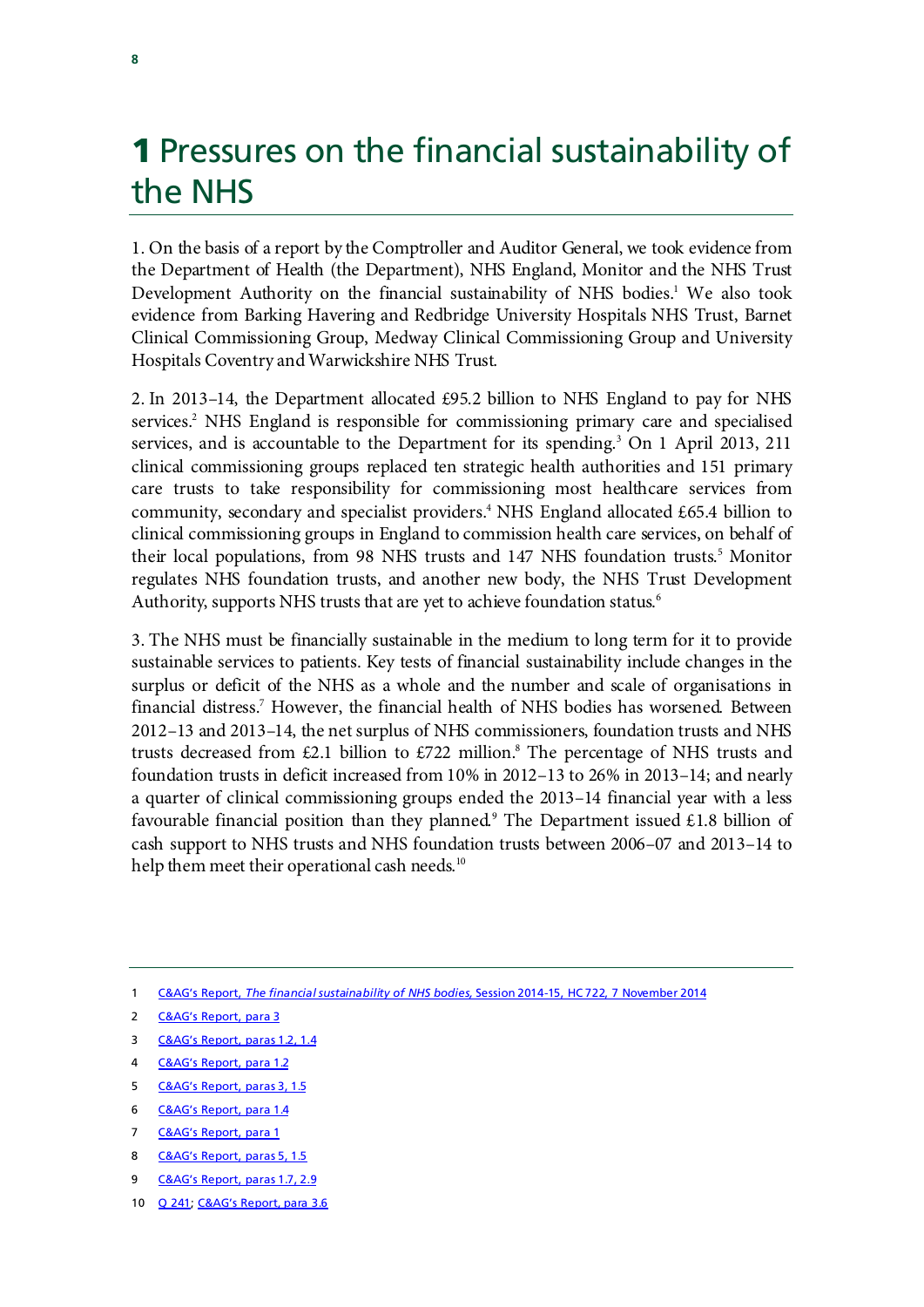# 1 Pressures on the financial sustainability of the NHS

1. On the basis of a report by the Comptroller and Auditor General, we took evidence from the Department of Health (the Department), NHS England, Monitor and the NHS Trust Development Authority on the financial sustainability of NHS bodies.[1] We also took evidence from Barking Havering and Redbridge University Hospitals NHS Trust, Barnet Clinical Commissioning Group, Medway Clinical Commissioning Group and University Hospitals Coventry and Warwickshire NHS Trust.

2. In 2013–14, the Department allocated £95.2 billion to NHS England to pay for NHS services.[2] NHS England is responsible for commissioning primary care and specialised services, and is accountable to the Department for its spending.[3] On 1 April 2013, 211 clinical commissioning groups replaced ten strategic health authorities and 151 primary care trusts to take responsibility for commissioning most healthcare services from community, secondary and specialist providers.[4] NHS England allocated £65.4 billion to clinical commissioning groups in England to commission health care services, on behalf of their local populations, from 98 NHS trusts and 147 NHS foundation trusts.[5] Monitor regulates NHS foundation trusts, and another new body, the NHS Trust Development Authority, supports NHS trusts that are yet to achieve foundation status.[6]

3. The NHS must be financially sustainable in the medium to long term for it to provide sustainable services to patients. Key tests of financial sustainability include changes in the surplus or deficit of the NHS as a whole and the number and scale of organisations in financial distress.[7] However, the financial health of NHS bodies has worsened. Between 2012–13 and 2013–14, the net surplus of NHS commissioners, foundation trusts and NHS trusts decreased from £2.1 billion to £722 million.[8] The percentage of NHS trusts and foundation trusts in deficit increased from 10% in 2012–13 to 26% in 2013–14; and nearly a quarter of clinical commissioning groups ended the 2013–14 financial year with a less favourable financial position than they planned.[9] The Department issued £1.8 billion of cash support to NHS trusts and NHS foundation trusts between 2006–07 and 2013–14 to help them meet their operational cash needs.[10]

---

1 C&AG's Report, *The financial sustainability of NHS bodies*, Session 2014-15, HC 722, 7 November 2014

2 C&AG's Report, para 3

3 C&AG's Report, paras 1.2, 1.4

4 C&AG's Report, para 1.2

5 C&AG's Report, paras 3, 1.5

6 C&AG's Report, para 1.4

7 C&AG's Report, para 1

8 C&AG's Report, paras 5, 1.5

9 C&AG's Report, paras 1.7, 2.9

10 Q 241; C&AG's Report, para 3.6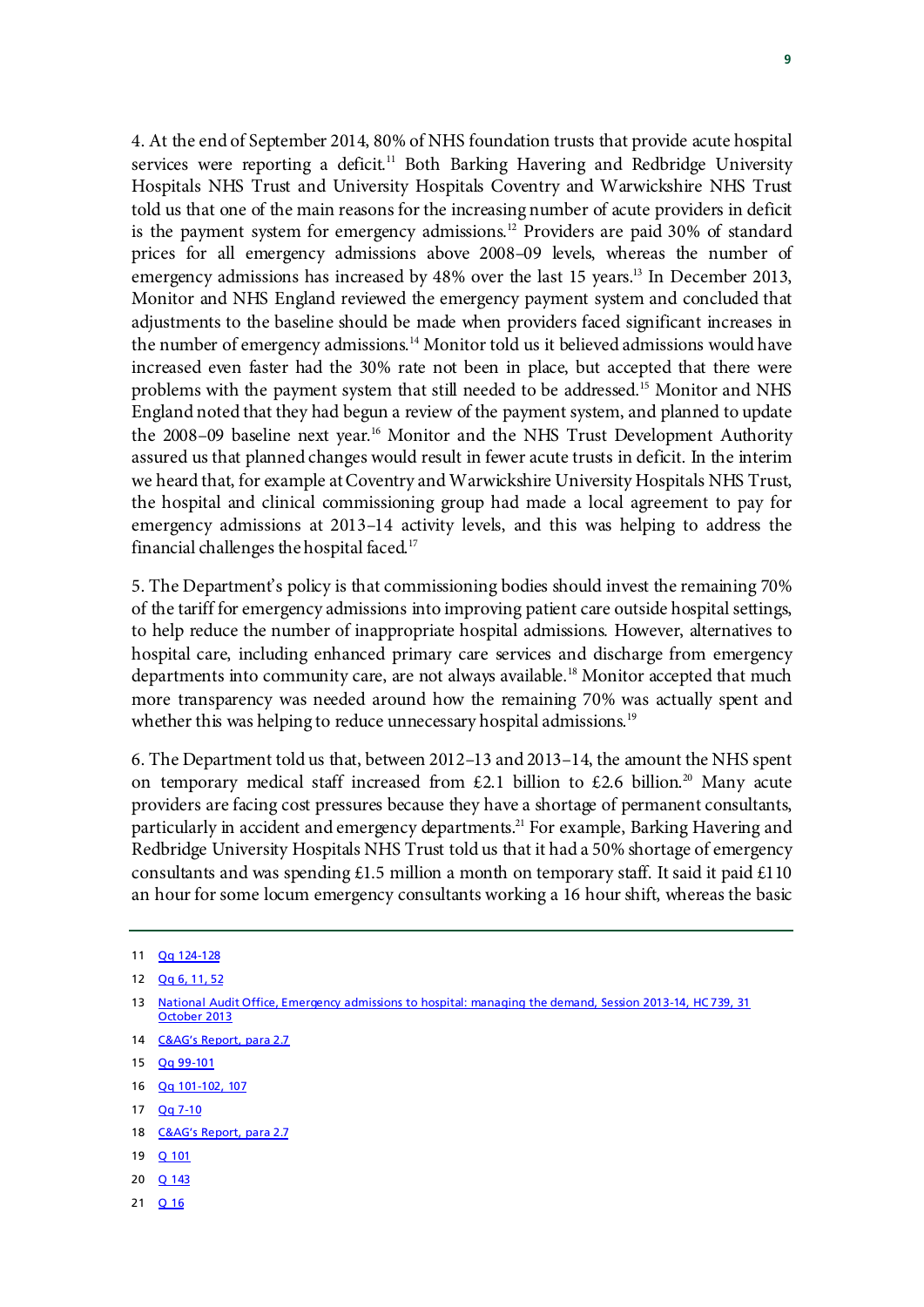4. At the end of September 2014, 80% of NHS foundation trusts that provide acute hospital services were reporting a deficit.[11] Both Barking Havering and Redbridge University Hospitals NHS Trust and University Hospitals Coventry and Warwickshire NHS Trust told us that one of the main reasons for the increasing number of acute providers in deficit is the payment system for emergency admissions.[12] Providers are paid 30% of standard prices for all emergency admissions above 2008–09 levels, whereas the number of emergency admissions has increased by 48% over the last 15 years.[13] In December 2013, Monitor and NHS England reviewed the emergency payment system and concluded that adjustments to the baseline should be made when providers faced significant increases in the number of emergency admissions.[14] Monitor told us it believed admissions would have increased even faster had the 30% rate not been in place, but accepted that there were problems with the payment system that still needed to be addressed.[15] Monitor and NHS England noted that they had begun a review of the payment system, and planned to update the 2008–09 baseline next year.[16] Monitor and the NHS Trust Development Authority assured us that planned changes would result in fewer acute trusts in deficit. In the interim we heard that, for example at Coventry and Warwickshire University Hospitals NHS Trust, the hospital and clinical commissioning group had made a local agreement to pay for emergency admissions at 2013–14 activity levels, and this was helping to address the financial challenges the hospital faced.[17]

5. The Department's policy is that commissioning bodies should invest the remaining 70% of the tariff for emergency admissions into improving patient care outside hospital settings, to help reduce the number of inappropriate hospital admissions. However, alternatives to hospital care, including enhanced primary care services and discharge from emergency departments into community care, are not always available.[18] Monitor accepted that much more transparency was needed around how the remaining 70% was actually spent and whether this was helping to reduce unnecessary hospital admissions.[19]

6. The Department told us that, between 2012–13 and 2013–14, the amount the NHS spent on temporary medical staff increased from £2.1 billion to £2.6 billion.[20] Many acute providers are facing cost pressures because they have a shortage of permanent consultants, particularly in accident and emergency departments.[21] For example, Barking Havering and Redbridge University Hospitals NHS Trust told us that it had a 50% shortage of emergency consultants and was spending £1.5 million a month on temporary staff. It said it paid £110 an hour for some locum emergency consultants working a 16 hour shift, whereas the basic

11 Qq 124-128

12 Qq 6, 11, 52

13 National Audit Office, Emergency admissions to hospital: managing the demand, Session 2013-14, HC 739, 31 October 2013

14 C&AG's Report, para 2.7

15 Qq 99-101

16 Qq 101-102, 107

17 Qq 7-10

18 C&AG's Report, para 2.7

19 Q 101

20 Q 143

21 Q 16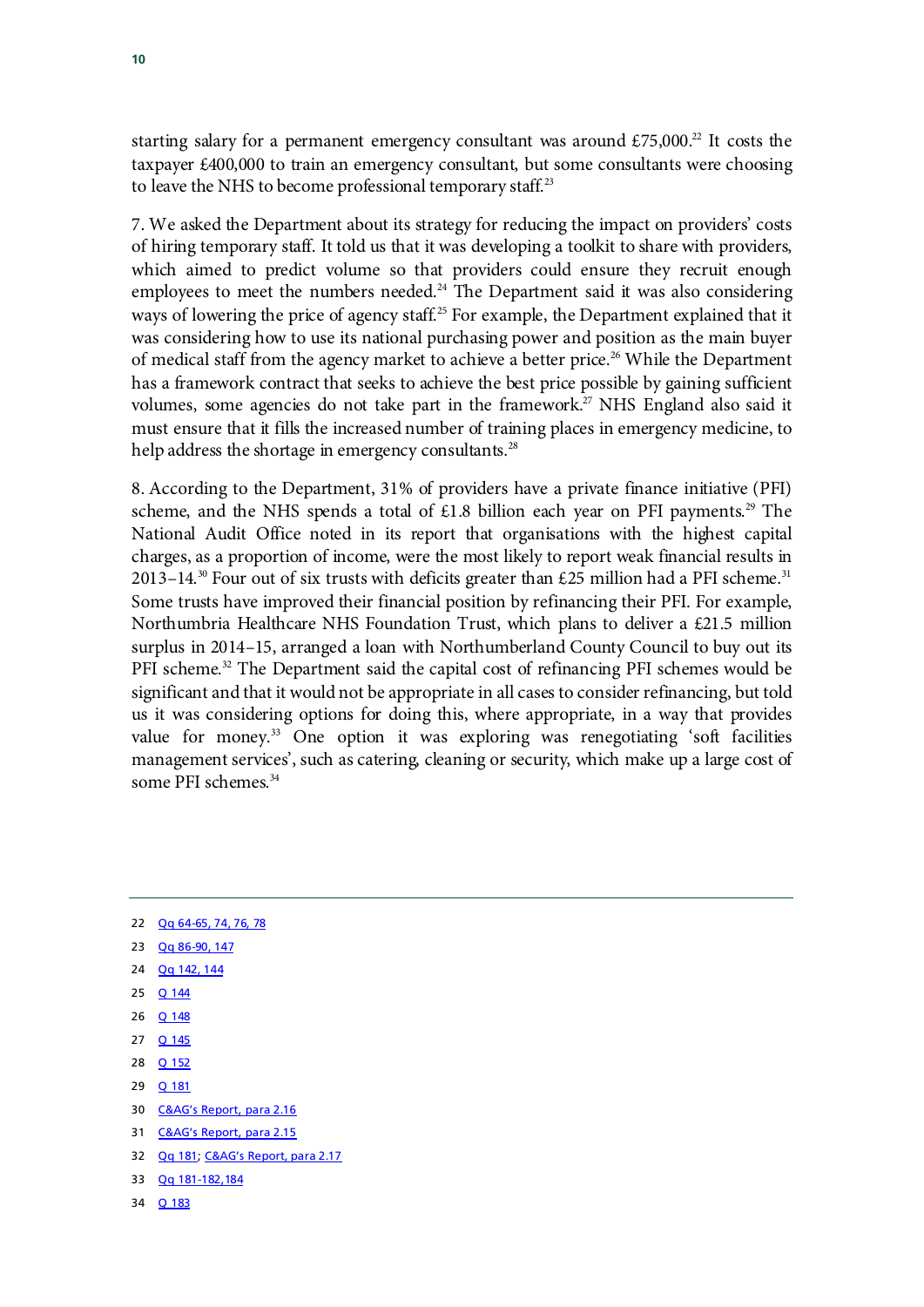starting salary for a permanent emergency consultant was around £75,000.[22] It costs the taxpayer £400,000 to train an emergency consultant, but some consultants were choosing to leave the NHS to become professional temporary staff.[23]

7. We asked the Department about its strategy for reducing the impact on providers' costs of hiring temporary staff. It told us that it was developing a toolkit to share with providers, which aimed to predict volume so that providers could ensure they recruit enough employees to meet the numbers needed.[24] The Department said it was also considering ways of lowering the price of agency staff.[25] For example, the Department explained that it was considering how to use its national purchasing power and position as the main buyer of medical staff from the agency market to achieve a better price.[26] While the Department has a framework contract that seeks to achieve the best price possible by gaining sufficient volumes, some agencies do not take part in the framework.[27] NHS England also said it must ensure that it fills the increased number of training places in emergency medicine, to help address the shortage in emergency consultants.[28]

8. According to the Department, 31% of providers have a private finance initiative (PFI) scheme, and the NHS spends a total of £1.8 billion each year on PFI payments.[29] The National Audit Office noted in its report that organisations with the highest capital charges, as a proportion of income, were the most likely to report weak financial results in 2013–14.[30] Four out of six trusts with deficits greater than £25 million had a PFI scheme.[31] Some trusts have improved their financial position by refinancing their PFI. For example, Northumbria Healthcare NHS Foundation Trust, which plans to deliver a £21.5 million surplus in 2014–15, arranged a loan with Northumberland County Council to buy out its PFI scheme.[32] The Department said the capital cost of refinancing PFI schemes would be significant and that it would not be appropriate in all cases to consider refinancing, but told us it was considering options for doing this, where appropriate, in a way that provides value for money.[33] One option it was exploring was renegotiating 'soft facilities management services', such as catering, cleaning or security, which make up a large cost of some PFI schemes.[34]

---

22 Qq 64-65, 74, 76, 78

23 Qq 86-90, 147

24 Qq 142, 144

25 Q 144

26 Q 148

27 Q 145

28 Q 152

29 Q 181

30 C&AG's Report, para 2.16

31 C&AG's Report, para 2.15

32 Qq 181; C&AG's Report, para 2.17

33 Qq 181-182,184

34 Q 183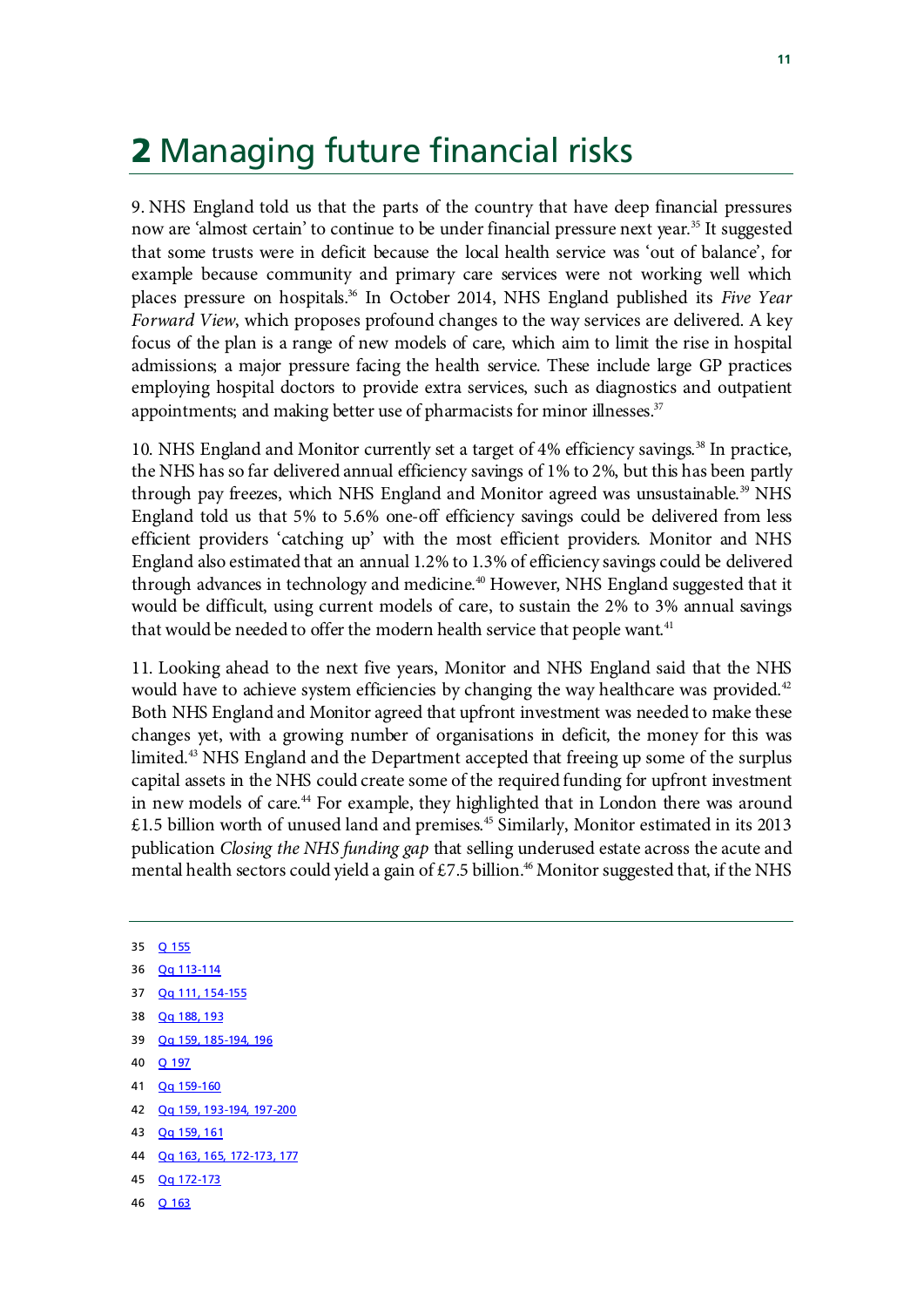# 2 Managing future financial risks

9. NHS England told us that the parts of the country that have deep financial pressures now are 'almost certain' to continue to be under financial pressure next year.[35] It suggested that some trusts were in deficit because the local health service was 'out of balance', for example because community and primary care services were not working well which places pressure on hospitals.[36] In October 2014, NHS England published its *Five Year Forward View*, which proposes profound changes to the way services are delivered. A key focus of the plan is a range of new models of care, which aim to limit the rise in hospital admissions; a major pressure facing the health service. These include large GP practices employing hospital doctors to provide extra services, such as diagnostics and outpatient appointments; and making better use of pharmacists for minor illnesses.[37]

10. NHS England and Monitor currently set a target of 4% efficiency savings.[38] In practice, the NHS has so far delivered annual efficiency savings of 1% to 2%, but this has been partly through pay freezes, which NHS England and Monitor agreed was unsustainable.[39] NHS England told us that 5% to 5.6% one-off efficiency savings could be delivered from less efficient providers 'catching up' with the most efficient providers. Monitor and NHS England also estimated that an annual 1.2% to 1.3% of efficiency savings could be delivered through advances in technology and medicine.[40] However, NHS England suggested that it would be difficult, using current models of care, to sustain the 2% to 3% annual savings that would be needed to offer the modern health service that people want.[41]

11. Looking ahead to the next five years, Monitor and NHS England said that the NHS would have to achieve system efficiencies by changing the way healthcare was provided.[42] Both NHS England and Monitor agreed that upfront investment was needed to make these changes yet, with a growing number of organisations in deficit, the money for this was limited.[43] NHS England and the Department accepted that freeing up some of the surplus capital assets in the NHS could create some of the required funding for upfront investment in new models of care.[44] For example, they highlighted that in London there was around £1.5 billion worth of unused land and premises.[45] Similarly, Monitor estimated in its 2013 publication *Closing the NHS funding gap* that selling underused estate across the acute and mental health sectors could yield a gain of £7.5 billion.[46] Monitor suggested that, if the NHS

35 Q 155

36 Qq 113-114

37 Qq 111, 154-155

38 Qq 188, 193

39 Qq 159, 185-194, 196

40 Q 197

41 Qq 159-160

42 Qq 159, 193-194, 197-200

43 Qq 159, 161

44 Qq 163, 165, 172-173, 177

45 Qq 172-173

46 Q 163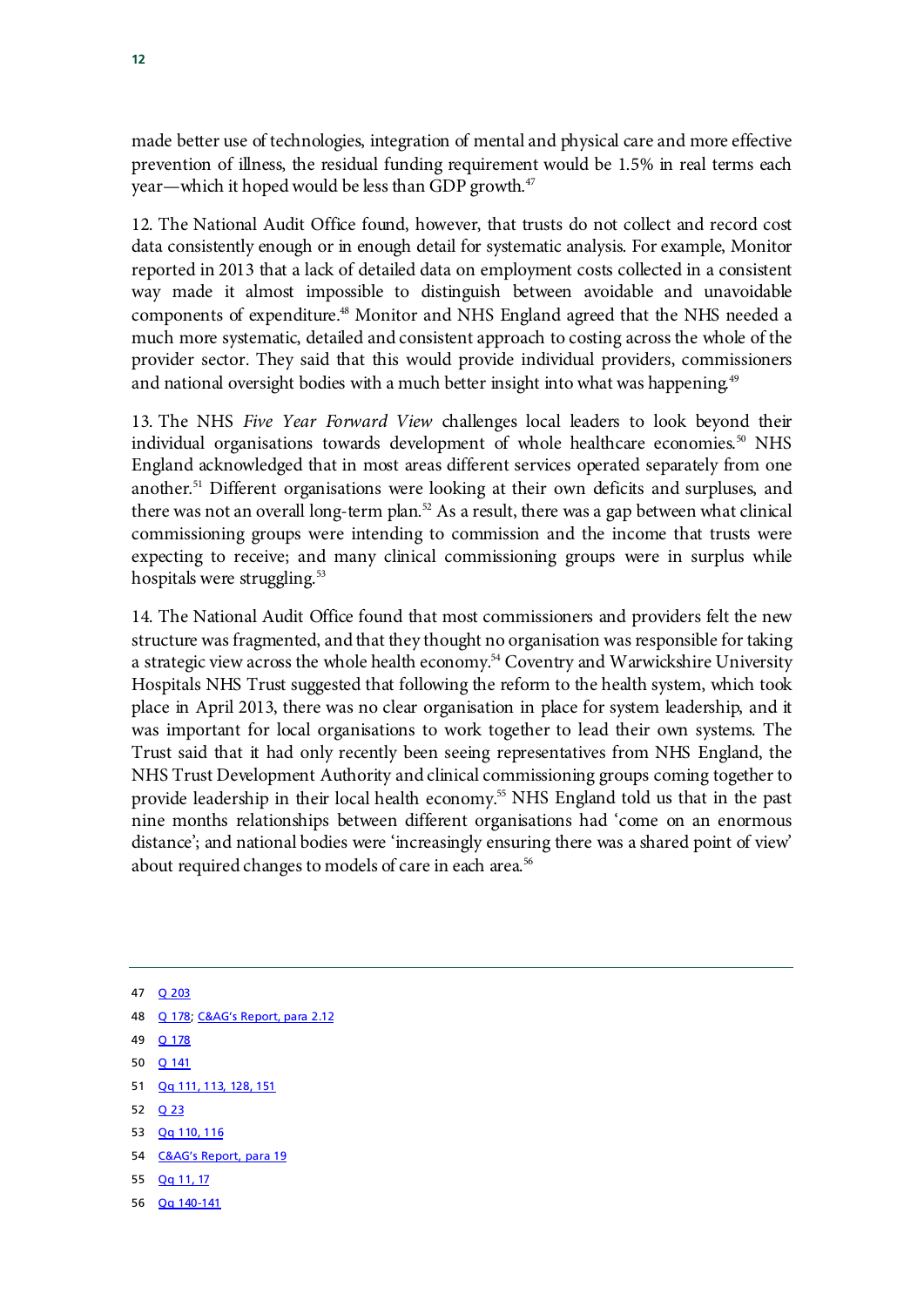made better use of technologies, integration of mental and physical care and more effective prevention of illness, the residual funding requirement would be 1.5% in real terms each year—which it hoped would be less than GDP growth.[47]

12. The National Audit Office found, however, that trusts do not collect and record cost data consistently enough or in enough detail for systematic analysis. For example, Monitor reported in 2013 that a lack of detailed data on employment costs collected in a consistent way made it almost impossible to distinguish between avoidable and unavoidable components of expenditure.[48] Monitor and NHS England agreed that the NHS needed a much more systematic, detailed and consistent approach to costing across the whole of the provider sector. They said that this would provide individual providers, commissioners and national oversight bodies with a much better insight into what was happening.[49]

13. The NHS *Five Year Forward View* challenges local leaders to look beyond their individual organisations towards development of whole healthcare economies.[50] NHS England acknowledged that in most areas different services operated separately from one another.[51] Different organisations were looking at their own deficits and surpluses, and there was not an overall long-term plan.[52] As a result, there was a gap between what clinical commissioning groups were intending to commission and the income that trusts were expecting to receive; and many clinical commissioning groups were in surplus while hospitals were struggling.[53]

14. The National Audit Office found that most commissioners and providers felt the new structure was fragmented, and that they thought no organisation was responsible for taking a strategic view across the whole health economy.[54] Coventry and Warwickshire University Hospitals NHS Trust suggested that following the reform to the health system, which took place in April 2013, there was no clear organisation in place for system leadership, and it was important for local organisations to work together to lead their own systems. The Trust said that it had only recently been seeing representatives from NHS England, the NHS Trust Development Authority and clinical commissioning groups coming together to provide leadership in their local health economy.[55] NHS England told us that in the past nine months relationships between different organisations had 'come on an enormous distance'; and national bodies were 'increasingly ensuring there was a shared point of view' about required changes to models of care in each area.[56]

---

47 Q 203

48 Q 178; C&AG's Report, para 2.12

49 Q 178

50 Q 141

51 Qq 111, 113, 128, 151

52 Q 23

53 Qq 110, 116

54 C&AG's Report, para 19

55 Qq 11, 17

56 Qq 140-141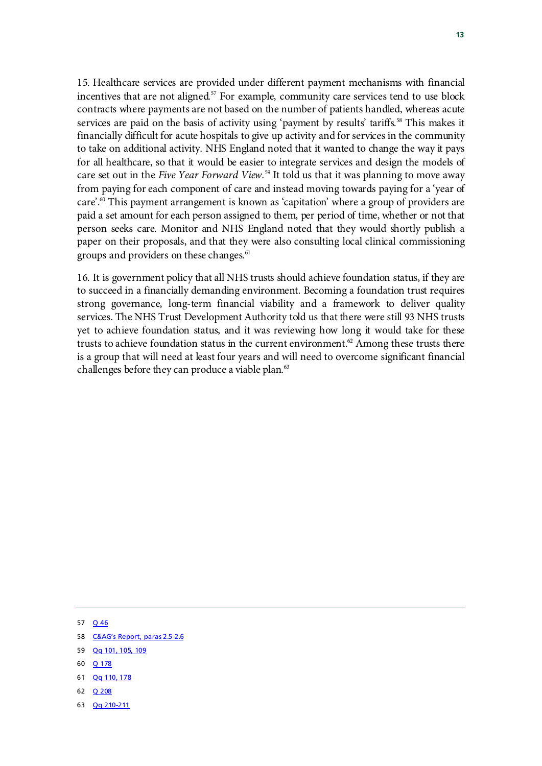15. Healthcare services are provided under different payment mechanisms with financial incentives that are not aligned.[57] For example, community care services tend to use block contracts where payments are not based on the number of patients handled, whereas acute services are paid on the basis of activity using 'payment by results' tariffs.[58] This makes it financially difficult for acute hospitals to give up activity and for services in the community to take on additional activity. NHS England noted that it wanted to change the way it pays for all healthcare, so that it would be easier to integrate services and design the models of care set out in the *Five Year Forward View*.[59] It told us that it was planning to move away from paying for each component of care and instead moving towards paying for a 'year of care'.[60] This payment arrangement is known as 'capitation' where a group of providers are paid a set amount for each person assigned to them, per period of time, whether or not that person seeks care. Monitor and NHS England noted that they would shortly publish a paper on their proposals, and that they were also consulting local clinical commissioning groups and providers on these changes.[61]

16. It is government policy that all NHS trusts should achieve foundation status, if they are to succeed in a financially demanding environment. Becoming a foundation trust requires strong governance, long-term financial viability and a framework to deliver quality services. The NHS Trust Development Authority told us that there were still 93 NHS trusts yet to achieve foundation status, and it was reviewing how long it would take for these trusts to achieve foundation status in the current environment.[62] Among these trusts there is a group that will need at least four years and will need to overcome significant financial challenges before they can produce a viable plan.[63]

---

57 Q 46

58 C&AG's Report, paras 2.5-2.6

59 Qq 101, 105, 109

60 Q 178

61 Qq 110, 178

62 Q 208

63 Qq 210-211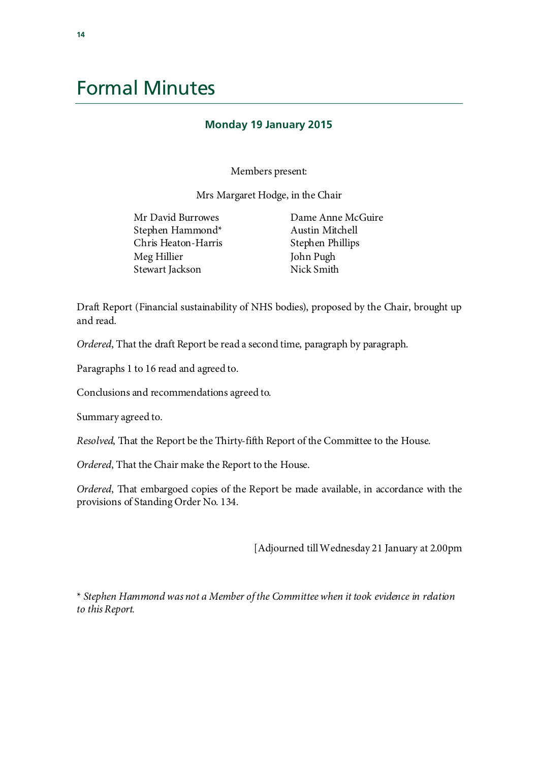# Formal Minutes

## Monday 19 January 2015

Members present:

Mrs Margaret Hodge, in the Chair

Mr David Burrowes
Stephen Hammond*
Chris Heaton-Harris
Meg Hillier
Stewart Jackson
Dame Anne McGuire
Austin Mitchell
Stephen Phillips
John Pugh
Nick Smith

Draft Report (Financial sustainability of NHS bodies), proposed by the Chair, brought up and read.

*Ordered*, That the draft Report be read a second time, paragraph by paragraph.

Paragraphs 1 to 16 read and agreed to.

Conclusions and recommendations agreed to.

Summary agreed to.

*Resolved*, That the Report be the Thirty-fifth Report of the Committee to the House.

*Ordered*, That the Chair make the Report to the House.

*Ordered*, That embargoed copies of the Report be made available, in accordance with the provisions of Standing Order No. 134.

[Adjourned till Wednesday 21 January at 2.00pm

\* *Stephen Hammond was not a Member of the Committee when it took evidence in relation to this Report.*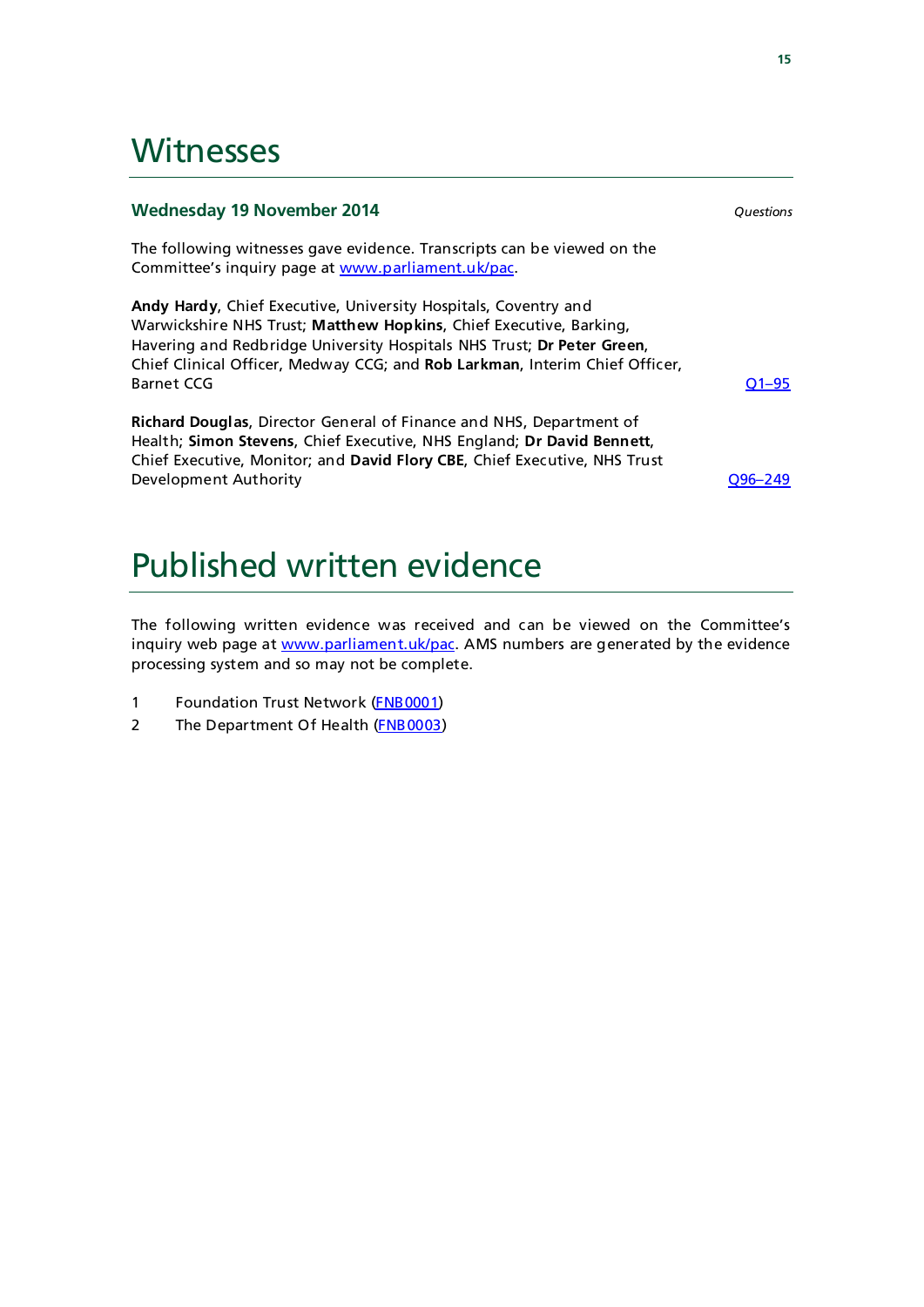# Witnesses

### Wednesday 19 November 2014

*Questions*

The following witnesses gave evidence. Transcripts can be viewed on the Committee's inquiry page at www.parliament.uk/pac.

**Andy Hardy**, Chief Executive, University Hospitals, Coventry and Warwickshire NHS Trust; **Matthew Hopkins**, Chief Executive, Barking, Havering and Redbridge University Hospitals NHS Trust; **Dr Peter Green**, Chief Clinical Officer, Medway CCG; and **Rob Larkman**, Interim Chief Officer, Barnet CCG — Q1–95

**Richard Douglas**, Director General of Finance and NHS, Department of Health; **Simon Stevens**, Chief Executive, NHS England; **Dr David Bennett**, Chief Executive, Monitor; and **David Flory CBE**, Chief Executive, NHS Trust Development Authority — Q96–249

# Published written evidence

The following written evidence was received and can be viewed on the Committee's inquiry web page at www.parliament.uk/pac. AMS numbers are generated by the evidence processing system and so may not be complete.

1 Foundation Trust Network (FNB0001)

2 The Department Of Health (FNB0003)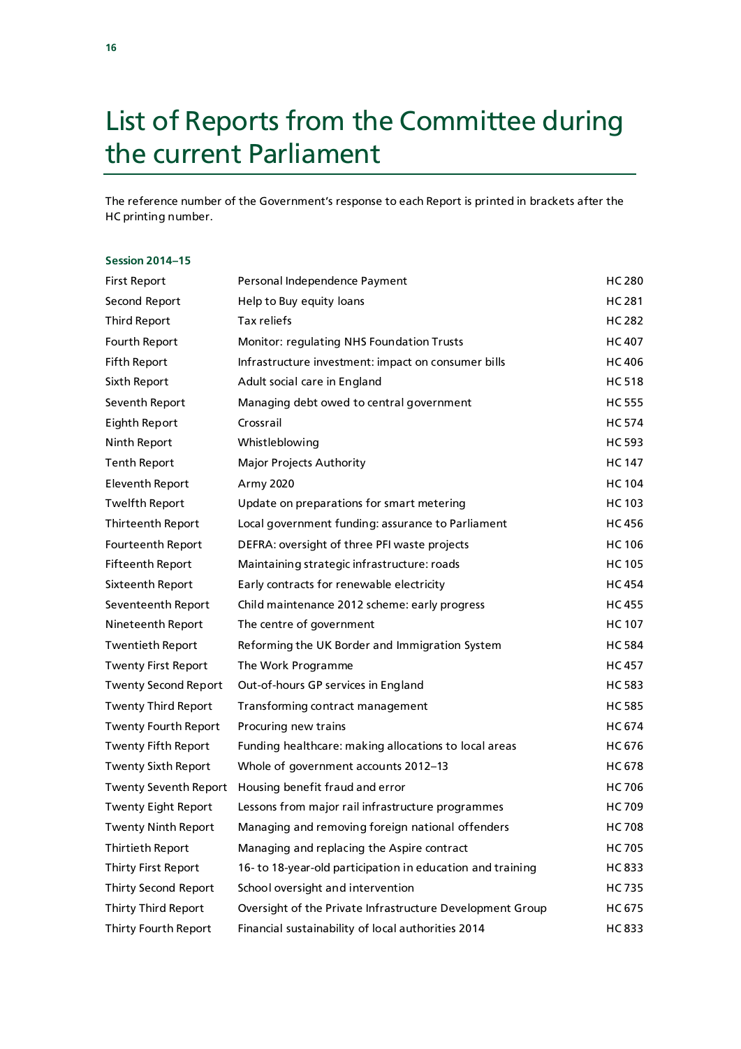# List of Reports from the Committee during the current Parliament

The reference number of the Government's response to each Report is printed in brackets after the HC printing number.

### Session 2014–15

| | | |
|---|---|---|
| First Report | Personal Independence Payment | HC 280 |
| Second Report | Help to Buy equity loans | HC 281 |
| Third Report | Tax reliefs | HC 282 |
| Fourth Report | Monitor: regulating NHS Foundation Trusts | HC 407 |
| Fifth Report | Infrastructure investment: impact on consumer bills | HC 406 |
| Sixth Report | Adult social care in England | HC 518 |
| Seventh Report | Managing debt owed to central government | HC 555 |
| Eighth Report | Crossrail | HC 574 |
| Ninth Report | Whistleblowing | HC 593 |
| Tenth Report | Major Projects Authority | HC 147 |
| Eleventh Report | Army 2020 | HC 104 |
| Twelfth Report | Update on preparations for smart metering | HC 103 |
| Thirteenth Report | Local government funding: assurance to Parliament | HC 456 |
| Fourteenth Report | DEFRA: oversight of three PFI waste projects | HC 106 |
| Fifteenth Report | Maintaining strategic infrastructure: roads | HC 105 |
| Sixteenth Report | Early contracts for renewable electricity | HC 454 |
| Seventeenth Report | Child maintenance 2012 scheme: early progress | HC 455 |
| Nineteenth Report | The centre of government | HC 107 |
| Twentieth Report | Reforming the UK Border and Immigration System | HC 584 |
| Twenty First Report | The Work Programme | HC 457 |
| Twenty Second Report | Out-of-hours GP services in England | HC 583 |
| Twenty Third Report | Transforming contract management | HC 585 |
| Twenty Fourth Report | Procuring new trains | HC 674 |
| Twenty Fifth Report | Funding healthcare: making allocations to local areas | HC 676 |
| Twenty Sixth Report | Whole of government accounts 2012–13 | HC 678 |
| Twenty Seventh Report | Housing benefit fraud and error | HC 706 |
| Twenty Eight Report | Lessons from major rail infrastructure programmes | HC 709 |
| Twenty Ninth Report | Managing and removing foreign national offenders | HC 708 |
| Thirtieth Report | Managing and replacing the Aspire contract | HC 705 |
| Thirty First Report | 16- to 18-year-old participation in education and training | HC 833 |
| Thirty Second Report | School oversight and intervention | HC 735 |
| Thirty Third Report | Oversight of the Private Infrastructure Development Group | HC 675 |
| Thirty Fourth Report | Financial sustainability of local authorities 2014 | HC 833 |